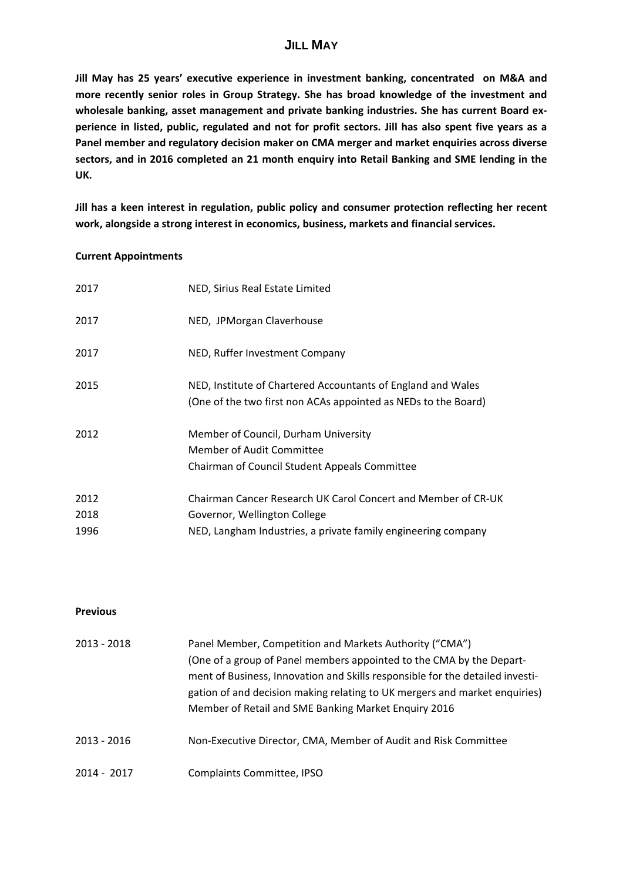# JILL MAY

**Jill May has 25 years' executive experience in investment banking, concentrated on M&A and more recently senior roles in Group Strategy. She has broad knowledge of the investment and wholesale banking, asset management and private banking industries. She has current Board experience in listed, public, regulated and not for profit sectors. Jill has also spent five years as a Panel member and regulatory decision maker on CMA merger and market enquiries across diverse sectors, and in 2016 completed an 21 month enquiry into Retail Banking and SME lending in the UK.**

**Jill has a keen interest in regulation, public policy and consumer protection reflecting her recent work, alongside a strong interest in economics, business, markets and financial services.**

**Current Appointments**

| | |
|---|---|
| 2017 | NED, Sirius Real Estate Limited |
| 2017 | NED, JPMorgan Claverhouse |
| 2017 | NED, Ruffer Investment Company |
| 2015 | NED, Institute of Chartered Accountants of England and Wales<br>(One of the two first non ACAs appointed as NEDs to the Board) |
| 2012 | Member of Council, Durham University<br>Member of Audit Committee<br>Chairman of Council Student Appeals Committee |
| 2012 | Chairman Cancer Research UK Carol Concert and Member of CR-UK |
| 2018 | Governor, Wellington College |
| 1996 | NED, Langham Industries, a private family engineering company |

**Previous**

| | |
|---|---|
| 2013 - 2018 | Panel Member, Competition and Markets Authority ("CMA")<br>(One of a group of Panel members appointed to the CMA by the Department of Business, Innovation and Skills responsible for the detailed investigation of and decision making relating to UK mergers and market enquiries)<br>Member of Retail and SME Banking Market Enquiry 2016 |
| 2013 - 2016 | Non-Executive Director, CMA, Member of Audit and Risk Committee |
| 2014 - 2017 | Complaints Committee, IPSO |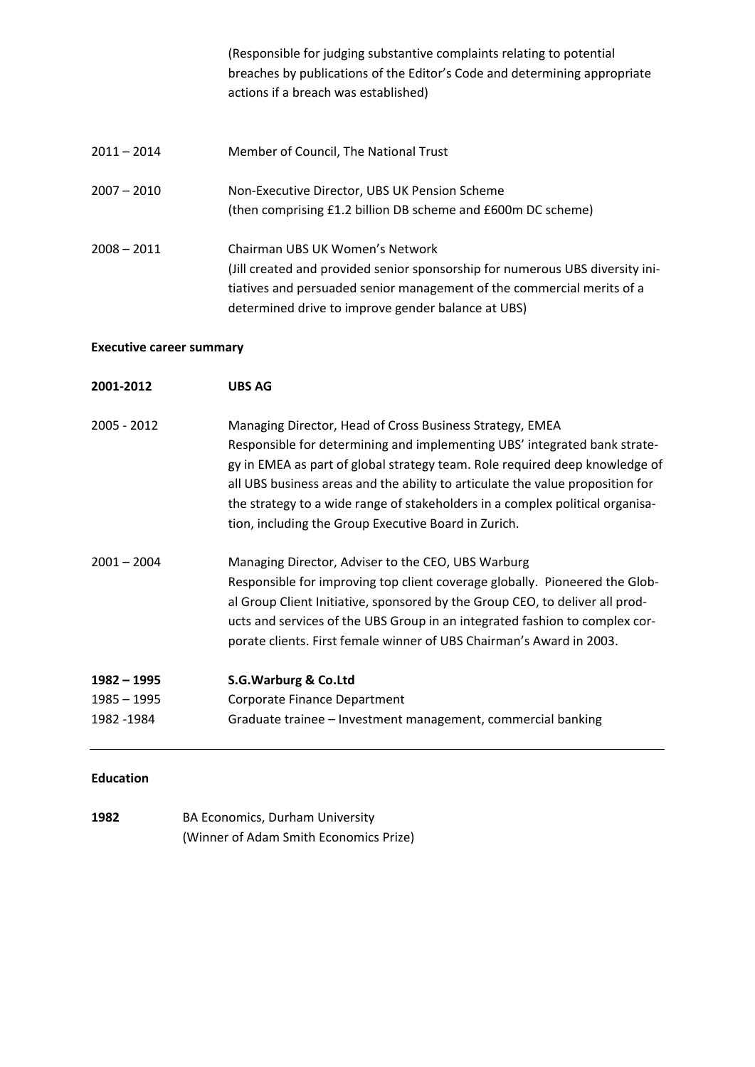(Responsible for judging substantive complaints relating to potential breaches by publications of the Editor's Code and determining appropriate actions if a breach was established)

| | |
|---|---|
| 2011 – 2014 | Member of Council, The National Trust |
| 2007 – 2010 | Non-Executive Director, UBS UK Pension Scheme<br>(then comprising £1.2 billion DB scheme and £600m DC scheme) |
| 2008 – 2011 | Chairman UBS UK Women's Network<br>(Jill created and provided senior sponsorship for numerous UBS diversity initiatives and persuaded senior management of the commercial merits of a determined drive to improve gender balance at UBS) |

**Executive career summary**

| | |
|---|---|
| **2001-2012** | **UBS AG** |
| 2005 - 2012 | Managing Director, Head of Cross Business Strategy, EMEA<br>Responsible for determining and implementing UBS' integrated bank strategy in EMEA as part of global strategy team. Role required deep knowledge of all UBS business areas and the ability to articulate the value proposition for the strategy to a wide range of stakeholders in a complex political organisation, including the Group Executive Board in Zurich. |
| 2001 – 2004 | Managing Director, Adviser to the CEO, UBS Warburg<br>Responsible for improving top client coverage globally. Pioneered the Global Group Client Initiative, sponsored by the Group CEO, to deliver all products and services of the UBS Group in an integrated fashion to complex corporate clients. First female winner of UBS Chairman's Award in 2003. |
| **1982 – 1995** | **S.G.Warburg & Co.Ltd** |
| 1985 – 1995 | Corporate Finance Department |
| 1982 -1984 | Graduate trainee – Investment management, commercial banking |

---

**Education**

| | |
|---|---|
| **1982** | BA Economics, Durham University<br>(Winner of Adam Smith Economics Prize) |